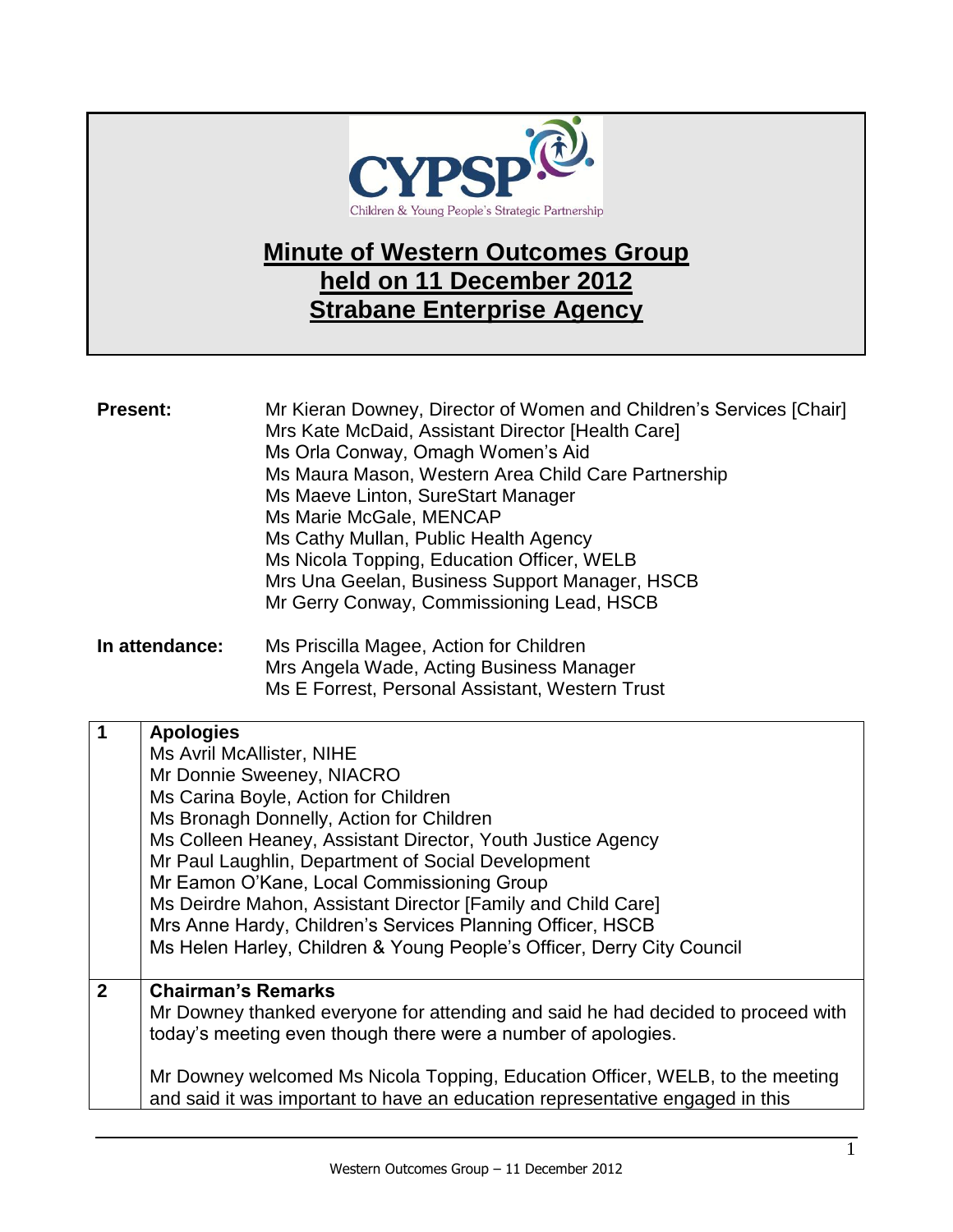# Minute of Western Outcomes Group held on 11 December 2012 Strabane Enterprise Agency

| | |
|---|---|
| **Present:** | Mr Kieran Downey, Director of Women and Children's Services [Chair]<br>Mrs Kate McDaid, Assistant Director [Health Care]<br>Ms Orla Conway, Omagh Women's Aid<br>Ms Maura Mason, Western Area Child Care Partnership<br>Ms Maeve Linton, SureStart Manager<br>Ms Marie McGale, MENCAP<br>Ms Cathy Mullan, Public Health Agency<br>Ms Nicola Topping, Education Officer, WELB<br>Mrs Una Geelan, Business Support Manager, HSCB<br>Mr Gerry Conway, Commissioning Lead, HSCB |
| **In attendance:** | Ms Priscilla Magee, Action for Children<br>Mrs Angela Wade, Acting Business Manager<br>Ms E Forrest, Personal Assistant, Western Trust |

| | |
|---|---|
| **1** | **Apologies**<br>Ms Avril McAllister, NIHE<br>Mr Donnie Sweeney, NIACRO<br>Ms Carina Boyle, Action for Children<br>Ms Bronagh Donnelly, Action for Children<br>Ms Colleen Heaney, Assistant Director, Youth Justice Agency<br>Mr Paul Laughlin, Department of Social Development<br>Mr Eamon O'Kane, Local Commissioning Group<br>Ms Deirdre Mahon, Assistant Director [Family and Child Care]<br>Mrs Anne Hardy, Children's Services Planning Officer, HSCB<br>Ms Helen Harley, Children & Young People's Officer, Derry City Council |
| **2** | **Chairman's Remarks**<br>Mr Downey thanked everyone for attending and said he had decided to proceed with today's meeting even though there were a number of apologies.<br><br>Mr Downey welcomed Ms Nicola Topping, Education Officer, WELB, to the meeting and said it was important to have an education representative engaged in this |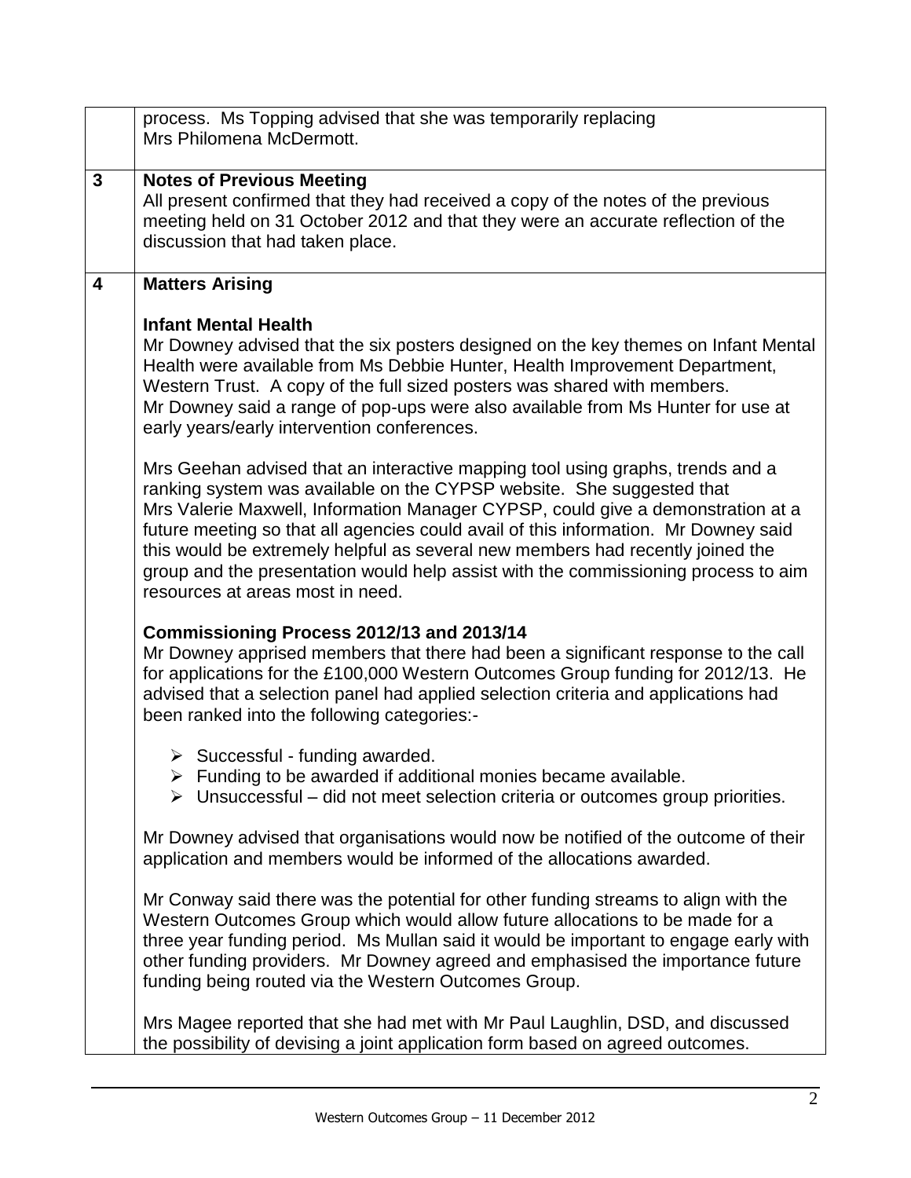| | |
|---|---|
| | process. Ms Topping advised that she was temporarily replacing Mrs Philomena McDermott. |
| **3** | **Notes of Previous Meeting**<br>All present confirmed that they had received a copy of the notes of the previous meeting held on 31 October 2012 and that they were an accurate reflection of the discussion that had taken place. |
| **4** | **Matters Arising**<br><br>**Infant Mental Health**<br>Mr Downey advised that the six posters designed on the key themes on Infant Mental Health were available from Ms Debbie Hunter, Health Improvement Department, Western Trust. A copy of the full sized posters was shared with members. Mr Downey said a range of pop-ups were also available from Ms Hunter for use at early years/early intervention conferences.<br><br>Mrs Geehan advised that an interactive mapping tool using graphs, trends and a ranking system was available on the CYPSP website. She suggested that Mrs Valerie Maxwell, Information Manager CYPSP, could give a demonstration at a future meeting so that all agencies could avail of this information. Mr Downey said this would be extremely helpful as several new members had recently joined the group and the presentation would help assist with the commissioning process to aim resources at areas most in need.<br><br>**Commissioning Process 2012/13 and 2013/14**<br>Mr Downey apprised members that there had been a significant response to the call for applications for the £100,000 Western Outcomes Group funding for 2012/13. He advised that a selection panel had applied selection criteria and applications had been ranked into the following categories:-<br><br>➢ Successful - funding awarded.<br>➢ Funding to be awarded if additional monies became available.<br>➢ Unsuccessful – did not meet selection criteria or outcomes group priorities.<br><br>Mr Downey advised that organisations would now be notified of the outcome of their application and members would be informed of the allocations awarded.<br><br>Mr Conway said there was the potential for other funding streams to align with the Western Outcomes Group which would allow future allocations to be made for a three year funding period. Ms Mullan said it would be important to engage early with other funding providers. Mr Downey agreed and emphasised the importance future funding being routed via the Western Outcomes Group.<br><br>Mrs Magee reported that she had met with Mr Paul Laughlin, DSD, and discussed the possibility of devising a joint application form based on agreed outcomes. |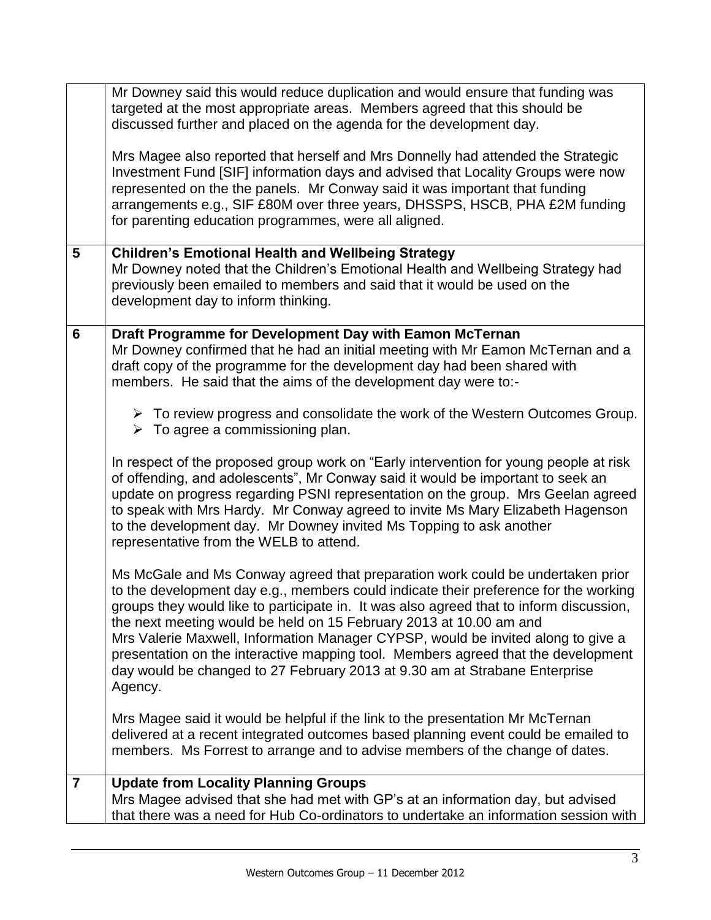| | |
|---|---|
| | Mr Downey said this would reduce duplication and would ensure that funding was targeted at the most appropriate areas. Members agreed that this should be discussed further and placed on the agenda for the development day.<br><br>Mrs Magee also reported that herself and Mrs Donnelly had attended the Strategic Investment Fund [SIF] information days and advised that Locality Groups were now represented on the the panels. Mr Conway said it was important that funding arrangements e.g., SIF £80M over three years, DHSSPS, HSCB, PHA £2M funding for parenting education programmes, were all aligned. |
| **5** | **Children's Emotional Health and Wellbeing Strategy**<br>Mr Downey noted that the Children's Emotional Health and Wellbeing Strategy had previously been emailed to members and said that it would be used on the development day to inform thinking. |
| **6** | **Draft Programme for Development Day with Eamon McTernan**<br>Mr Downey confirmed that he had an initial meeting with Mr Eamon McTernan and a draft copy of the programme for the development day had been shared with members. He said that the aims of the development day were to:-<br><br>➢ To review progress and consolidate the work of the Western Outcomes Group.<br>➢ To agree a commissioning plan.<br><br>In respect of the proposed group work on "Early intervention for young people at risk of offending, and adolescents", Mr Conway said it would be important to seek an update on progress regarding PSNI representation on the group. Mrs Geelan agreed to speak with Mrs Hardy. Mr Conway agreed to invite Ms Mary Elizabeth Hagenson to the development day. Mr Downey invited Ms Topping to ask another representative from the WELB to attend.<br><br>Ms McGale and Ms Conway agreed that preparation work could be undertaken prior to the development day e.g., members could indicate their preference for the working groups they would like to participate in. It was also agreed that to inform discussion, the next meeting would be held on 15 February 2013 at 10.00 am and Mrs Valerie Maxwell, Information Manager CYPSP, would be invited along to give a presentation on the interactive mapping tool. Members agreed that the development day would be changed to 27 February 2013 at 9.30 am at Strabane Enterprise Agency.<br><br>Mrs Magee said it would be helpful if the link to the presentation Mr McTernan delivered at a recent integrated outcomes based planning event could be emailed to members. Ms Forrest to arrange and to advise members of the change of dates. |
| **7** | **Update from Locality Planning Groups**<br>Mrs Magee advised that she had met with GP's at an information day, but advised that there was a need for Hub Co-ordinators to undertake an information session with |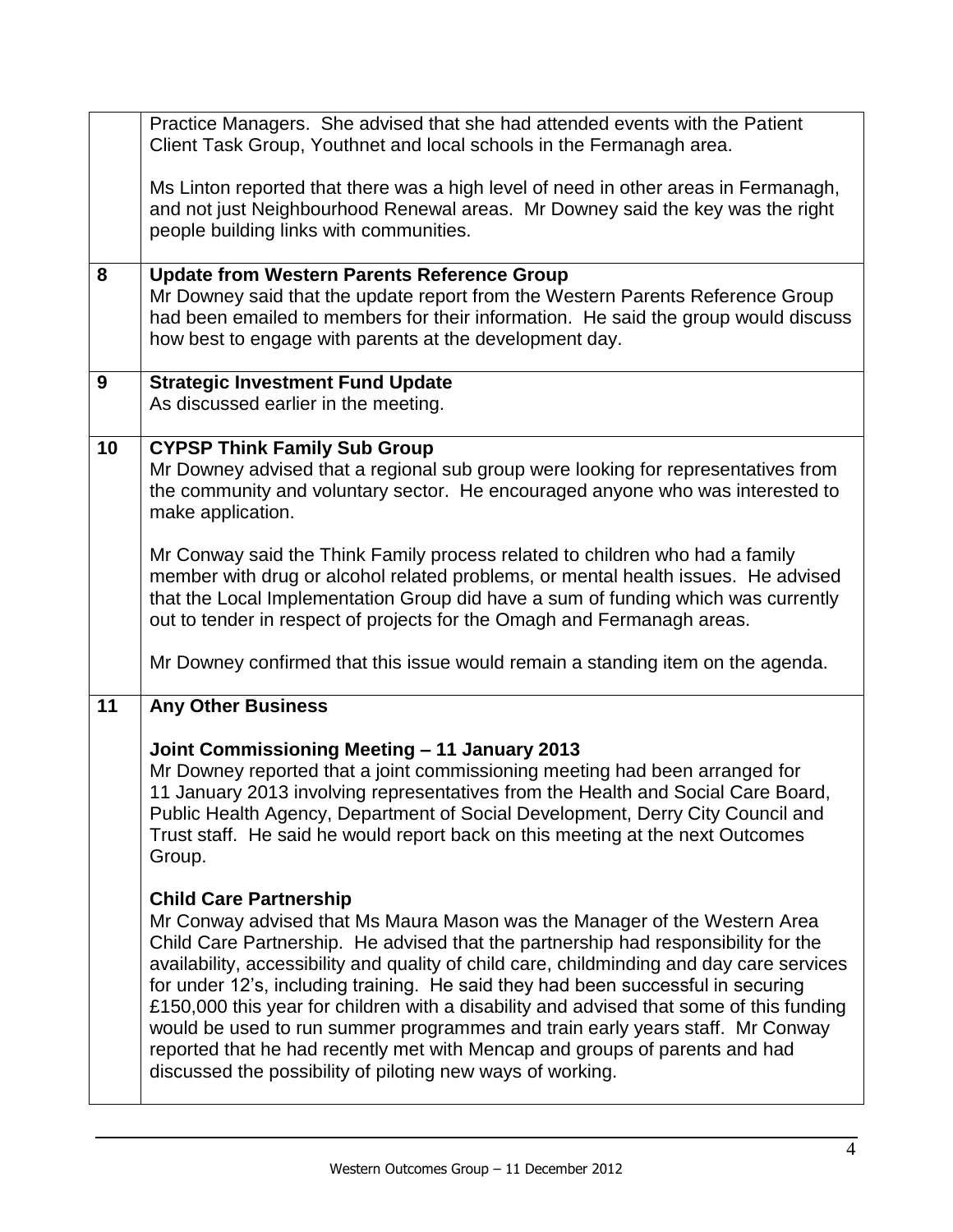| | |
|---|---|
| | Practice Managers. She advised that she had attended events with the Patient Client Task Group, Youthnet and local schools in the Fermanagh area.<br><br>Ms Linton reported that there was a high level of need in other areas in Fermanagh, and not just Neighbourhood Renewal areas. Mr Downey said the key was the right people building links with communities. |
| **8** | **Update from Western Parents Reference Group**<br>Mr Downey said that the update report from the Western Parents Reference Group had been emailed to members for their information. He said the group would discuss how best to engage with parents at the development day. |
| **9** | **Strategic Investment Fund Update**<br>As discussed earlier in the meeting. |
| **10** | **CYPSP Think Family Sub Group**<br>Mr Downey advised that a regional sub group were looking for representatives from the community and voluntary sector. He encouraged anyone who was interested to make application.<br><br>Mr Conway said the Think Family process related to children who had a family member with drug or alcohol related problems, or mental health issues. He advised that the Local Implementation Group did have a sum of funding which was currently out to tender in respect of projects for the Omagh and Fermanagh areas.<br><br>Mr Downey confirmed that this issue would remain a standing item on the agenda. |
| **11** | **Any Other Business**<br><br>**Joint Commissioning Meeting – 11 January 2013**<br>Mr Downey reported that a joint commissioning meeting had been arranged for 11 January 2013 involving representatives from the Health and Social Care Board, Public Health Agency, Department of Social Development, Derry City Council and Trust staff. He said he would report back on this meeting at the next Outcomes Group.<br><br>**Child Care Partnership**<br>Mr Conway advised that Ms Maura Mason was the Manager of the Western Area Child Care Partnership. He advised that the partnership had responsibility for the availability, accessibility and quality of child care, childminding and day care services for under 12's, including training. He said they had been successful in securing £150,000 this year for children with a disability and advised that some of this funding would be used to run summer programmes and train early years staff. Mr Conway reported that he had recently met with Mencap and groups of parents and had discussed the possibility of piloting new ways of working. |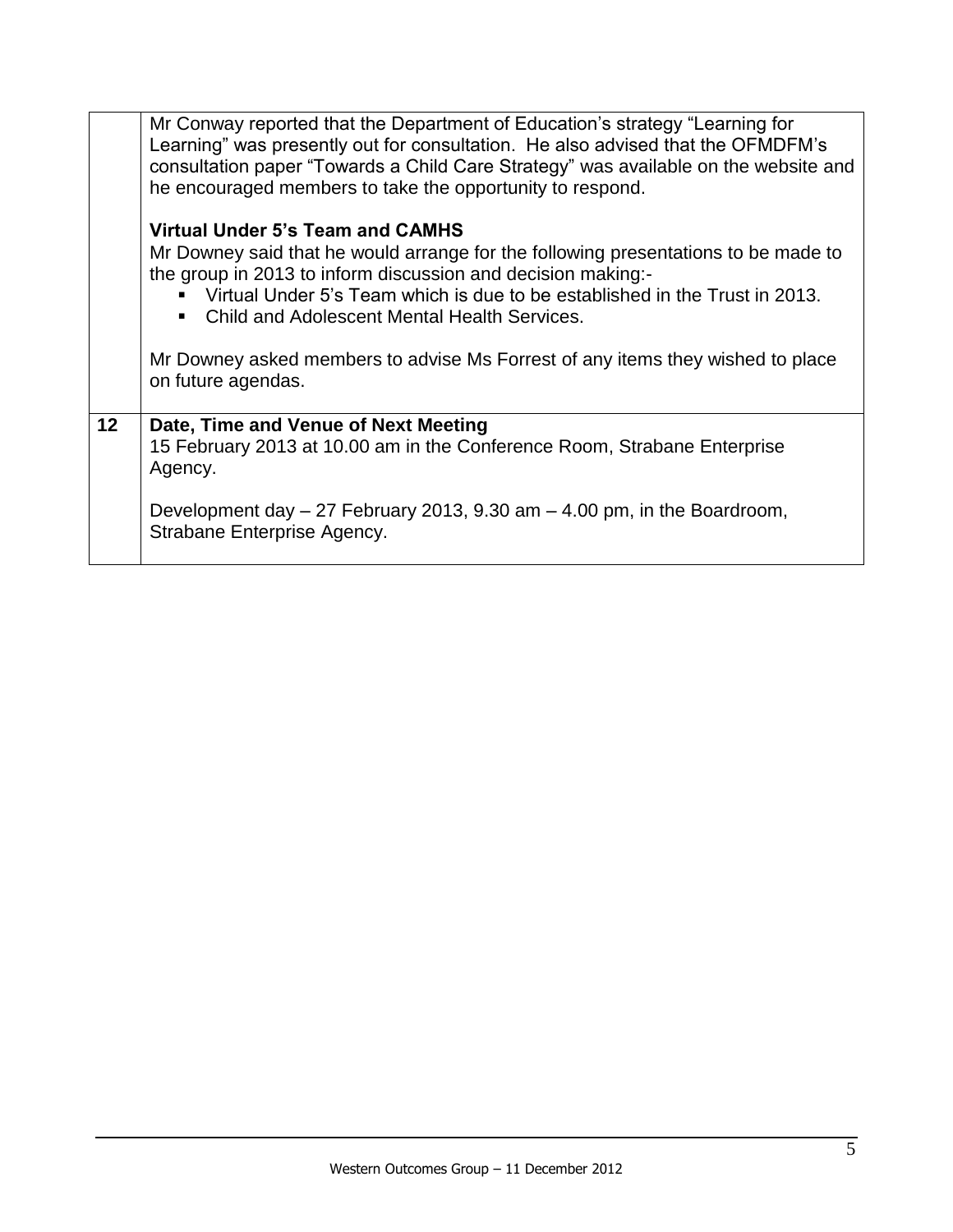| | |
|---|---|
| | Mr Conway reported that the Department of Education's strategy "Learning for Learning" was presently out for consultation. He also advised that the OFMDFM's consultation paper "Towards a Child Care Strategy" was available on the website and he encouraged members to take the opportunity to respond.<br><br>**Virtual Under 5's Team and CAMHS**<br>Mr Downey said that he would arrange for the following presentations to be made to the group in 2013 to inform discussion and decision making:-<br>▪ Virtual Under 5's Team which is due to be established in the Trust in 2013.<br>▪ Child and Adolescent Mental Health Services.<br><br>Mr Downey asked members to advise Ms Forrest of any items they wished to place on future agendas. |
| **12** | **Date, Time and Venue of Next Meeting**<br>15 February 2013 at 10.00 am in the Conference Room, Strabane Enterprise Agency.<br><br>Development day – 27 February 2013, 9.30 am – 4.00 pm, in the Boardroom, Strabane Enterprise Agency. |